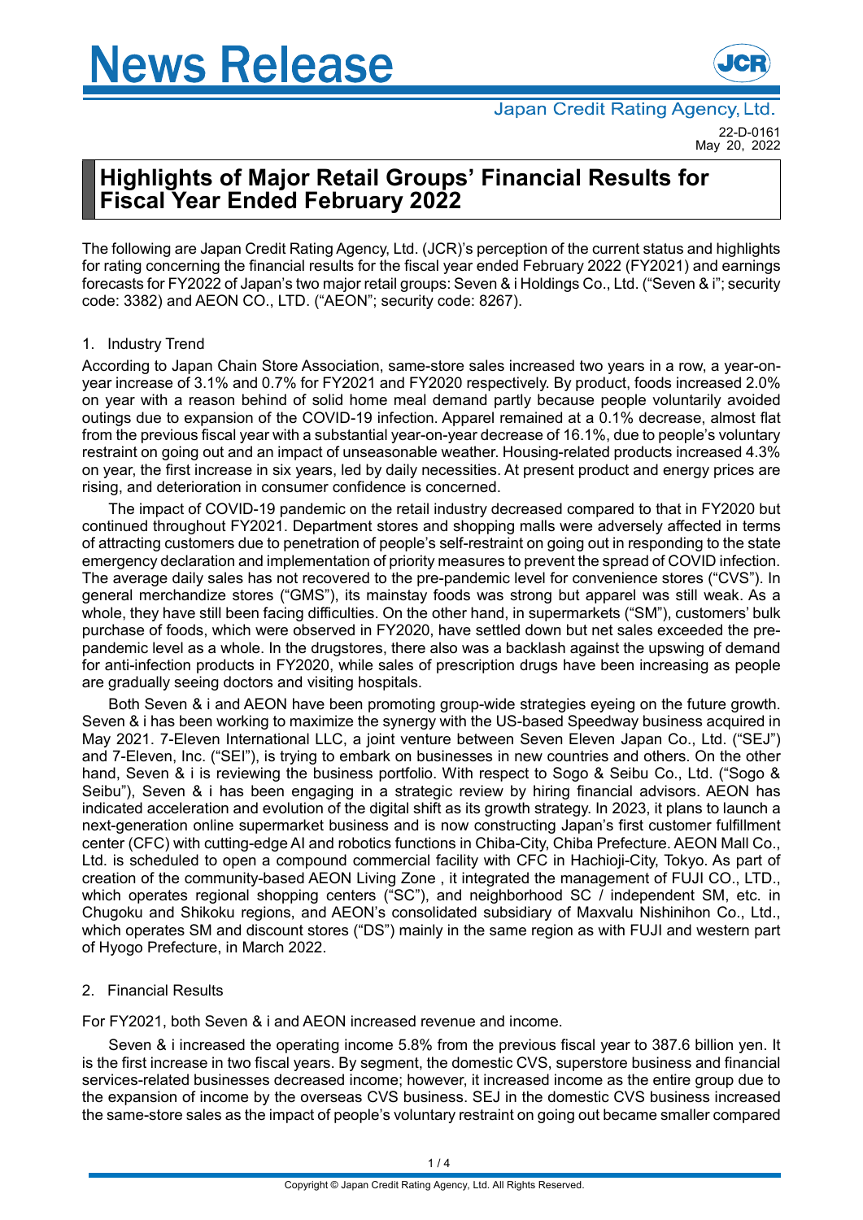# News Release

Japan Credit Rating Agency, Ltd.

22-D-0161
May 20, 2022

## Highlights of Major Retail Groups' Financial Results for Fiscal Year Ended February 2022

The following are Japan Credit Rating Agency, Ltd. (JCR)'s perception of the current status and highlights for rating concerning the financial results for the fiscal year ended February 2022 (FY2021) and earnings forecasts for FY2022 of Japan's two major retail groups: Seven & i Holdings Co., Ltd. ("Seven & i"; security code: 3382) and AEON CO., LTD. ("AEON"; security code: 8267).

### 1. Industry Trend

According to Japan Chain Store Association, same-store sales increased two years in a row, a year-on-year increase of 3.1% and 0.7% for FY2021 and FY2020 respectively. By product, foods increased 2.0% on year with a reason behind of solid home meal demand partly because people voluntarily avoided outings due to expansion of the COVID-19 infection. Apparel remained at a 0.1% decrease, almost flat from the previous fiscal year with a substantial year-on-year decrease of 16.1%, due to people's voluntary restraint on going out and an impact of unseasonable weather. Housing-related products increased 4.3% on year, the first increase in six years, led by daily necessities. At present product and energy prices are rising, and deterioration in consumer confidence is concerned.

The impact of COVID-19 pandemic on the retail industry decreased compared to that in FY2020 but continued throughout FY2021. Department stores and shopping malls were adversely affected in terms of attracting customers due to penetration of people's self-restraint on going out in responding to the state emergency declaration and implementation of priority measures to prevent the spread of COVID infection. The average daily sales has not recovered to the pre-pandemic level for convenience stores ("CVS"). In general merchandize stores ("GMS"), its mainstay foods was strong but apparel was still weak. As a whole, they have still been facing difficulties. On the other hand, in supermarkets ("SM"), customers' bulk purchase of foods, which were observed in FY2020, have settled down but net sales exceeded the pre-pandemic level as a whole. In the drugstores, there also was a backlash against the upswing of demand for anti-infection products in FY2020, while sales of prescription drugs have been increasing as people are gradually seeing doctors and visiting hospitals.

Both Seven & i and AEON have been promoting group-wide strategies eyeing on the future growth. Seven & i has been working to maximize the synergy with the US-based Speedway business acquired in May 2021. 7-Eleven International LLC, a joint venture between Seven Eleven Japan Co., Ltd. ("SEJ") and 7-Eleven, Inc. ("SEI"), is trying to embark on businesses in new countries and others. On the other hand, Seven & i is reviewing the business portfolio. With respect to Sogo & Seibu Co., Ltd. ("Sogo & Seibu"), Seven & i has been engaging in a strategic review by hiring financial advisors. AEON has indicated acceleration and evolution of the digital shift as its growth strategy. In 2023, it plans to launch a next-generation online supermarket business and is now constructing Japan's first customer fulfillment center (CFC) with cutting-edge AI and robotics functions in Chiba-City, Chiba Prefecture. AEON Mall Co., Ltd. is scheduled to open a compound commercial facility with CFC in Hachioji-City, Tokyo. As part of creation of the community-based AEON Living Zone , it integrated the management of FUJI CO., LTD., which operates regional shopping centers ("SC"), and neighborhood SC / independent SM, etc. in Chugoku and Shikoku regions, and AEON's consolidated subsidiary of Maxvalu Nishinihon Co., Ltd., which operates SM and discount stores ("DS") mainly in the same region as with FUJI and western part of Hyogo Prefecture, in March 2022.

### 2. Financial Results

For FY2021, both Seven & i and AEON increased revenue and income.

Seven & i increased the operating income 5.8% from the previous fiscal year to 387.6 billion yen. It is the first increase in two fiscal years. By segment, the domestic CVS, superstore business and financial services-related businesses decreased income; however, it increased income as the entire group due to the expansion of income by the overseas CVS business. SEJ in the domestic CVS business increased the same-store sales as the impact of people's voluntary restraint on going out became smaller compared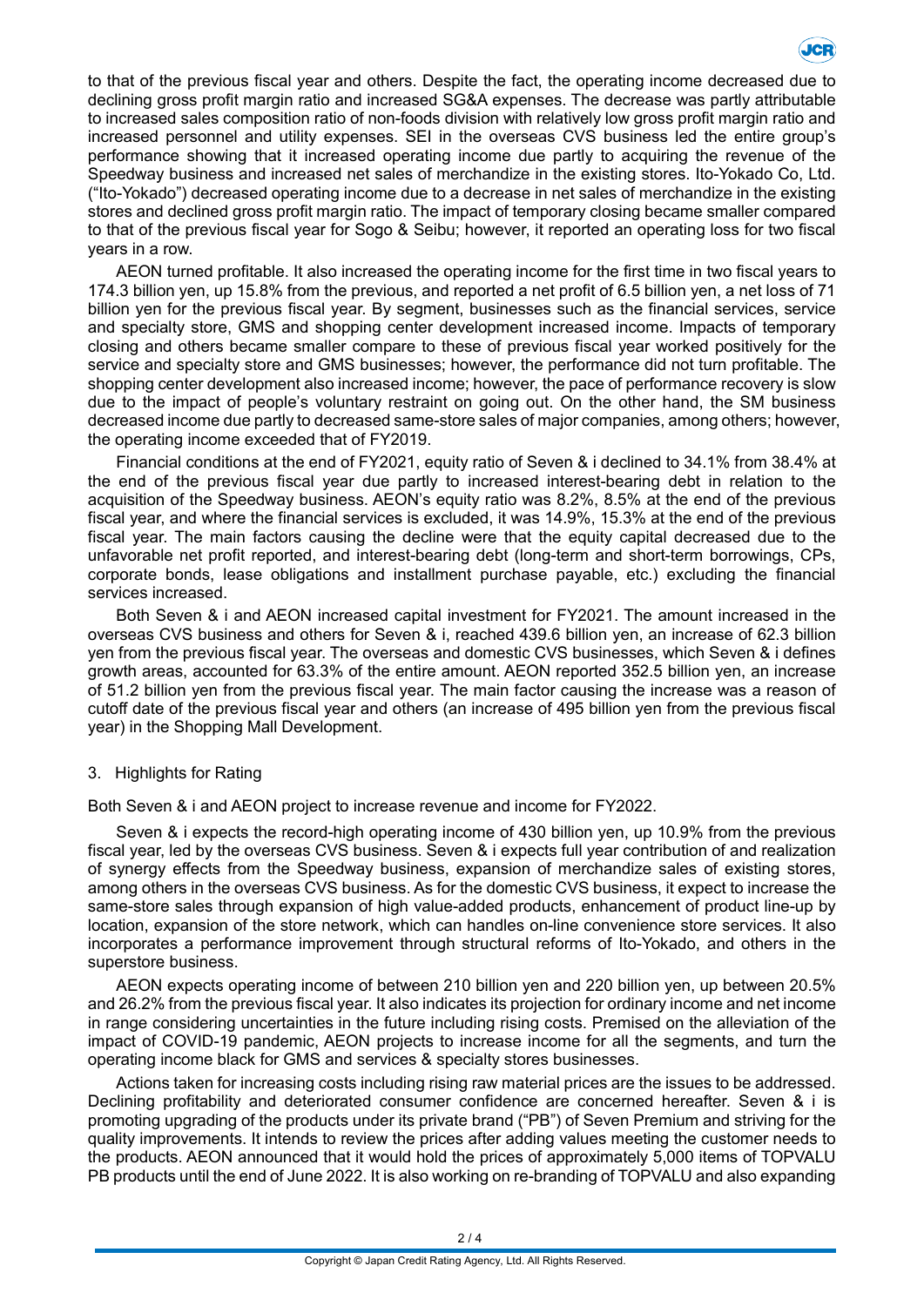to that of the previous fiscal year and others. Despite the fact, the operating income decreased due to declining gross profit margin ratio and increased SG&A expenses. The decrease was partly attributable to increased sales composition ratio of non-foods division with relatively low gross profit margin ratio and increased personnel and utility expenses. SEI in the overseas CVS business led the entire group's performance showing that it increased operating income due partly to acquiring the revenue of the Speedway business and increased net sales of merchandize in the existing stores. Ito-Yokado Co, Ltd. ("Ito-Yokado") decreased operating income due to a decrease in net sales of merchandize in the existing stores and declined gross profit margin ratio. The impact of temporary closing became smaller compared to that of the previous fiscal year for Sogo & Seibu; however, it reported an operating loss for two fiscal years in a row.

AEON turned profitable. It also increased the operating income for the first time in two fiscal years to 174.3 billion yen, up 15.8% from the previous, and reported a net profit of 6.5 billion yen, a net loss of 71 billion yen for the previous fiscal year. By segment, businesses such as the financial services, service and specialty store, GMS and shopping center development increased income. Impacts of temporary closing and others became smaller compare to these of previous fiscal year worked positively for the service and specialty store and GMS businesses; however, the performance did not turn profitable. The shopping center development also increased income; however, the pace of performance recovery is slow due to the impact of people's voluntary restraint on going out. On the other hand, the SM business decreased income due partly to decreased same-store sales of major companies, among others; however, the operating income exceeded that of FY2019.

Financial conditions at the end of FY2021, equity ratio of Seven & i declined to 34.1% from 38.4% at the end of the previous fiscal year due partly to increased interest-bearing debt in relation to the acquisition of the Speedway business. AEON's equity ratio was 8.2%, 8.5% at the end of the previous fiscal year, and where the financial services is excluded, it was 14.9%, 15.3% at the end of the previous fiscal year. The main factors causing the decline were that the equity capital decreased due to the unfavorable net profit reported, and interest-bearing debt (long-term and short-term borrowings, CPs, corporate bonds, lease obligations and installment purchase payable, etc.) excluding the financial services increased.

Both Seven & i and AEON increased capital investment for FY2021. The amount increased in the overseas CVS business and others for Seven & i, reached 439.6 billion yen, an increase of 62.3 billion yen from the previous fiscal year. The overseas and domestic CVS businesses, which Seven & i defines growth areas, accounted for 63.3% of the entire amount. AEON reported 352.5 billion yen, an increase of 51.2 billion yen from the previous fiscal year. The main factor causing the increase was a reason of cutoff date of the previous fiscal year and others (an increase of 495 billion yen from the previous fiscal year) in the Shopping Mall Development.

## 3. Highlights for Rating

Both Seven & i and AEON project to increase revenue and income for FY2022.

Seven & i expects the record-high operating income of 430 billion yen, up 10.9% from the previous fiscal year, led by the overseas CVS business. Seven & i expects full year contribution of and realization of synergy effects from the Speedway business, expansion of merchandize sales of existing stores, among others in the overseas CVS business. As for the domestic CVS business, it expect to increase the same-store sales through expansion of high value-added products, enhancement of product line-up by location, expansion of the store network, which can handles on-line convenience store services. It also incorporates a performance improvement through structural reforms of Ito-Yokado, and others in the superstore business.

AEON expects operating income of between 210 billion yen and 220 billion yen, up between 20.5% and 26.2% from the previous fiscal year. It also indicates its projection for ordinary income and net income in range considering uncertainties in the future including rising costs. Premised on the alleviation of the impact of COVID-19 pandemic, AEON projects to increase income for all the segments, and turn the operating income black for GMS and services & specialty stores businesses.

Actions taken for increasing costs including rising raw material prices are the issues to be addressed. Declining profitability and deteriorated consumer confidence are concerned hereafter. Seven & i is promoting upgrading of the products under its private brand ("PB") of Seven Premium and striving for the quality improvements. It intends to review the prices after adding values meeting the customer needs to the products. AEON announced that it would hold the prices of approximately 5,000 items of TOPVALU PB products until the end of June 2022. It is also working on re-branding of TOPVALU and also expanding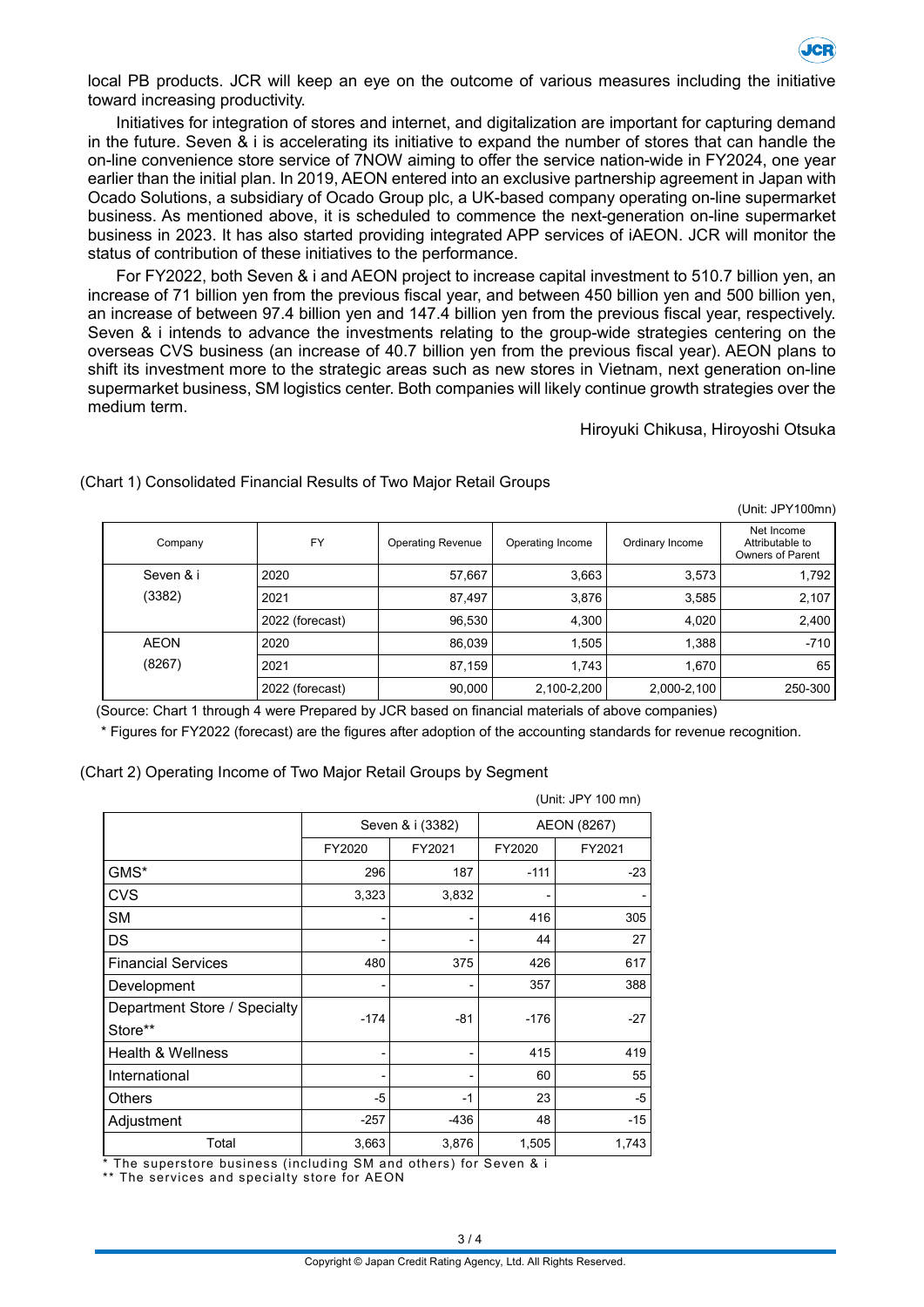local PB products. JCR will keep an eye on the outcome of various measures including the initiative toward increasing productivity.

Initiatives for integration of stores and internet, and digitalization are important for capturing demand in the future. Seven & i is accelerating its initiative to expand the number of stores that can handle the on-line convenience store service of 7NOW aiming to offer the service nation-wide in FY2024, one year earlier than the initial plan. In 2019, AEON entered into an exclusive partnership agreement in Japan with Ocado Solutions, a subsidiary of Ocado Group plc, a UK-based company operating on-line supermarket business. As mentioned above, it is scheduled to commence the next-generation on-line supermarket business in 2023. It has also started providing integrated APP services of iAEON. JCR will monitor the status of contribution of these initiatives to the performance.

For FY2022, both Seven & i and AEON project to increase capital investment to 510.7 billion yen, an increase of 71 billion yen from the previous fiscal year, and between 450 billion yen and 500 billion yen, an increase of between 97.4 billion yen and 147.4 billion yen from the previous fiscal year, respectively. Seven & i intends to advance the investments relating to the group-wide strategies centering on the overseas CVS business (an increase of 40.7 billion yen from the previous fiscal year). AEON plans to shift its investment more to the strategic areas such as new stores in Vietnam, next generation on-line supermarket business, SM logistics center. Both companies will likely continue growth strategies over the medium term.

Hiroyuki Chikusa, Hiroyoshi Otsuka

(Chart 1) Consolidated Financial Results of Two Major Retail Groups

(Unit: JPY100mn)

| Company | FY | Operating Revenue | Operating Income | Ordinary Income | Net Income Attributable to Owners of Parent |
|---|---|---|---|---|---|
| Seven & i (3382) | 2020 | 57,667 | 3,663 | 3,573 | 1,792 |
| | 2021 | 87,497 | 3,876 | 3,585 | 2,107 |
| | 2022 (forecast) | 96,530 | 4,300 | 4,020 | 2,400 |
| AEON (8267) | 2020 | 86,039 | 1,505 | 1,388 | -710 |
| | 2021 | 87,159 | 1,743 | 1,670 | 65 |
| | 2022 (forecast) | 90,000 | 2,100-2,200 | 2,000-2,100 | 250-300 |

(Source: Chart 1 through 4 were Prepared by JCR based on financial materials of above companies)

* Figures for FY2022 (forecast) are the figures after adoption of the accounting standards for revenue recognition.

(Chart 2) Operating Income of Two Major Retail Groups by Segment

(Unit: JPY 100 mn)

| | Seven & i (3382) | | AEON (8267) | |
|---|---|---|---|---|
| | FY2020 | FY2021 | FY2020 | FY2021 |
| GMS* | 296 | 187 | -111 | -23 |
| CVS | 3,323 | 3,832 | - | - |
| SM | - | - | 416 | 305 |
| DS | - | - | 44 | 27 |
| Financial Services | 480 | 375 | 426 | 617 |
| Development | - | - | 357 | 388 |
| Department Store / Specialty Store** | -174 | -81 | -176 | -27 |
| Health & Wellness | - | - | 415 | 419 |
| International | - | - | 60 | 55 |
| Others | -5 | -1 | 23 | -5 |
| Adjustment | -257 | -436 | 48 | -15 |
| Total | 3,663 | 3,876 | 1,505 | 1,743 |

* The superstore business (including SM and others) for Seven & i

** The services and specialty store for AEON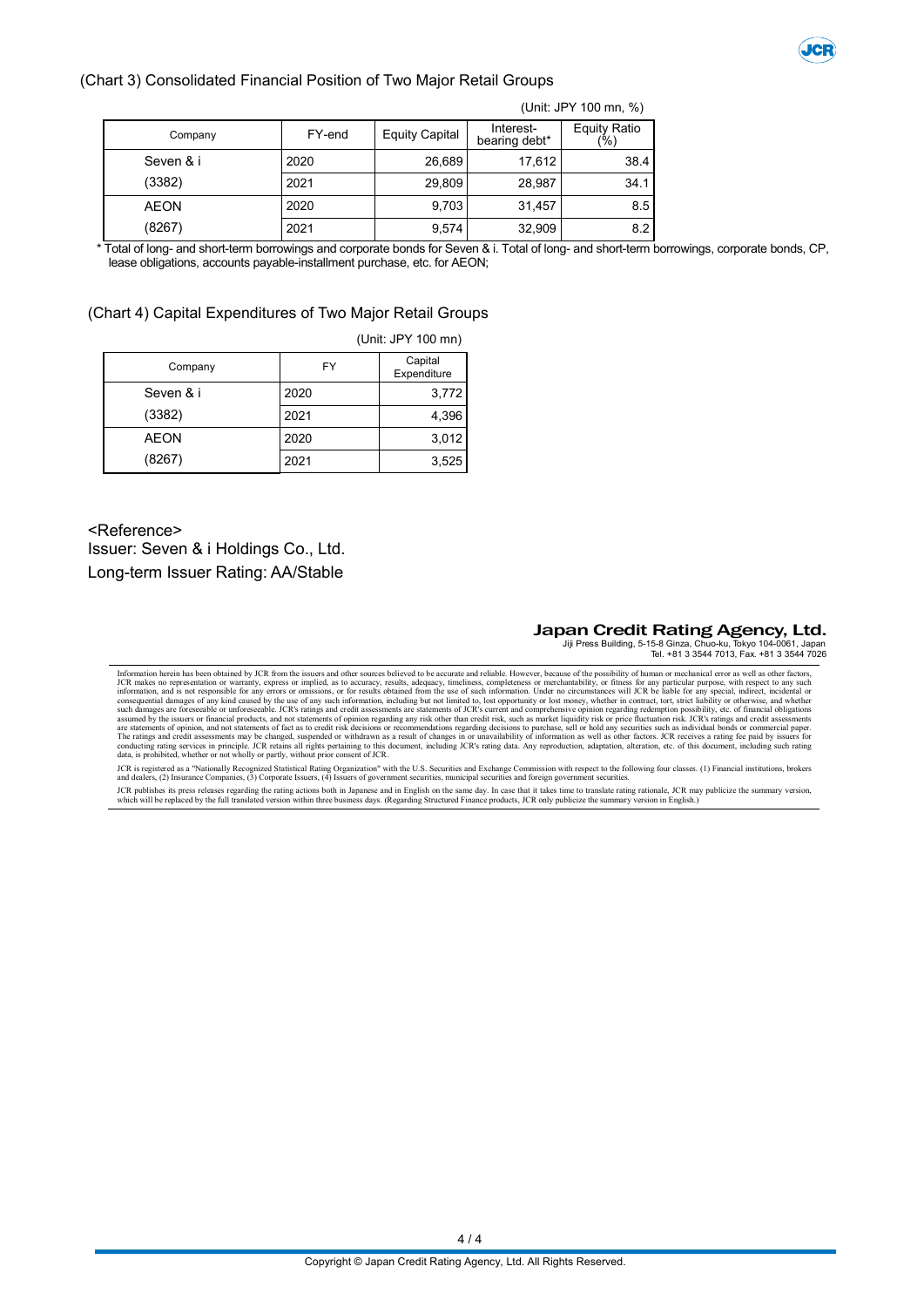(Chart 3) Consolidated Financial Position of Two Major Retail Groups

(Unit: JPY 100 mn, %)

| Company | FY-end | Equity Capital | Interest-bearing debt* | Equity Ratio (%) |
|---|---|---|---|---|
| Seven & i | 2020 | 26,689 | 17,612 | 38.4 |
| (3382) | 2021 | 29,809 | 28,987 | 34.1 |
| AEON | 2020 | 9,703 | 31,457 | 8.5 |
| (8267) | 2021 | 9,574 | 32,909 | 8.2 |

* Total of long- and short-term borrowings and corporate bonds for Seven & i. Total of long- and short-term borrowings, corporate bonds, CP, lease obligations, accounts payable-installment purchase, etc. for AEON;

(Chart 4) Capital Expenditures of Two Major Retail Groups

(Unit: JPY 100 mn)

| Company | FY | Capital Expenditure |
|---|---|---|
| Seven & i | 2020 | 3,772 |
| (3382) | 2021 | 4,396 |
| AEON | 2020 | 3,012 |
| (8267) | 2021 | 3,525 |

<Reference>
Issuer: Seven & i Holdings Co., Ltd.
Long-term Issuer Rating: AA/Stable

**Japan Credit Rating Agency, Ltd.**
Jiji Press Building, 5-15-8 Ginza, Chuo-ku, Tokyo 104-0061, Japan
Tel. +81 3 3544 7013, Fax. +81 3 3544 7026

Information herein has been obtained by JCR from the issuers and other sources believed to be accurate and reliable. However, because of the possibility of human or mechanical error as well as other factors, JCR makes no representation or warranty, express or implied, as to accuracy, results, adequacy, timeliness, completeness or merchantability, or fitness for any particular purpose, with respect to any such information, and is not responsible for any errors or omissions, or for results obtained from the use of such information. Under no circumstances will JCR be liable for any special, indirect, incidental or consequential damages of any kind caused by the use of any such information, including but not limited to, lost opportunity or lost money, whether in contract, tort, strict liability or otherwise, and whether such damages are foreseeable or unforeseeable. JCR's ratings and credit assessments are statements of JCR's current and comprehensive opinion regarding redemption possibility, etc. of financial obligations assumed by the issuers or financial products, and not statements of opinion regarding any risk other than credit risk, such as market liquidity risk or price fluctuation risk. JCR's ratings and credit assessments are statements of opinion, and not statements of fact as to credit risk decisions or recommendations regarding decisions to purchase, sell or hold any securities such as individual bonds or commercial paper. The ratings and credit assessments may be changed, suspended or withdrawn as a result of changes in or unavailability of information as well as other factors. JCR receives a rating fee paid by issuers for conducting rating services in principle. JCR retains all rights pertaining to this document, including JCR's rating data. Any reproduction, adaptation, alteration, etc. of this document, including such rating data, is prohibited, whether or not wholly or partly, without prior consent of JCR.

JCR is registered as a "Nationally Recognized Statistical Rating Organization" with the U.S. Securities and Exchange Commission with respect to the following four classes. (1) Financial institutions, brokers and dealers, (2) Insurance Companies, (3) Corporate Issuers, (4) Issuers of government securities, municipal securities and foreign government securities.

JCR publishes its press releases regarding the rating actions both in Japanese and in English on the same day. In case that it takes time to translate rating rationale, JCR may publicize the summary version, which will be replaced by the full translated version within three business days. (Regarding Structured Finance products, JCR only publicize the summary version in English.)